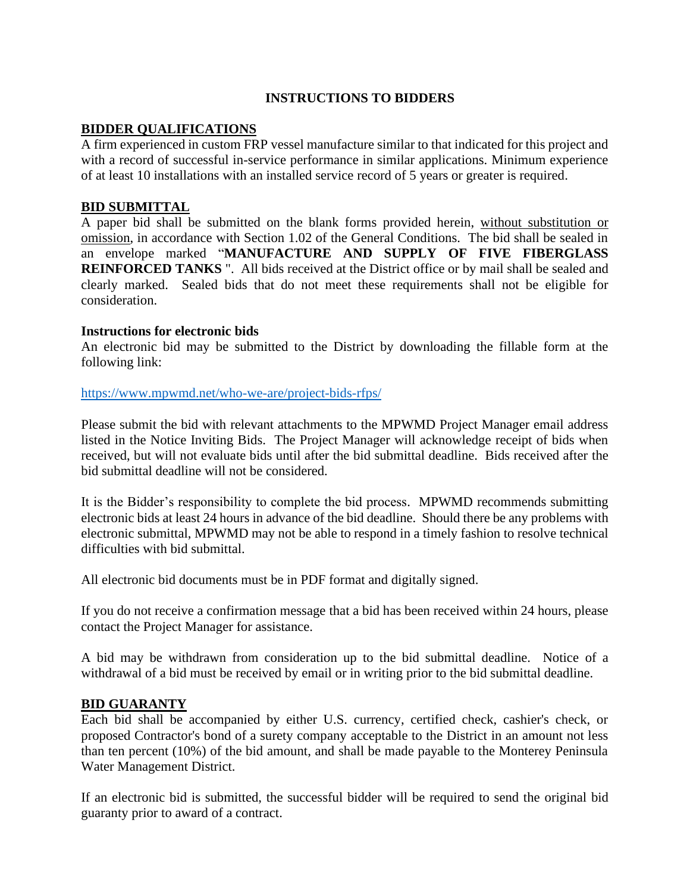# INSTRUCTIONS TO BIDDERS

## BIDDER QUALIFICATIONS

A firm experienced in custom FRP vessel manufacture similar to that indicated for this project and with a record of successful in-service performance in similar applications. Minimum experience of at least 10 installations with an installed service record of 5 years or greater is required.

## BID SUBMITTAL

A paper bid shall be submitted on the blank forms provided herein, <u>without substitution or omission</u>, in accordance with Section 1.02 of the General Conditions. The bid shall be sealed in an envelope marked "**MANUFACTURE AND SUPPLY OF FIVE FIBERGLASS REINFORCED TANKS** ". All bids received at the District office or by mail shall be sealed and clearly marked. Sealed bids that do not meet these requirements shall not be eligible for consideration.

### Instructions for electronic bids

An electronic bid may be submitted to the District by downloading the fillable form at the following link:

https://www.mpwmd.net/who-we-are/project-bids-rfps/

Please submit the bid with relevant attachments to the MPWMD Project Manager email address listed in the Notice Inviting Bids. The Project Manager will acknowledge receipt of bids when received, but will not evaluate bids until after the bid submittal deadline. Bids received after the bid submittal deadline will not be considered.

It is the Bidder's responsibility to complete the bid process. MPWMD recommends submitting electronic bids at least 24 hours in advance of the bid deadline. Should there be any problems with electronic submittal, MPWMD may not be able to respond in a timely fashion to resolve technical difficulties with bid submittal.

All electronic bid documents must be in PDF format and digitally signed.

If you do not receive a confirmation message that a bid has been received within 24 hours, please contact the Project Manager for assistance.

A bid may be withdrawn from consideration up to the bid submittal deadline. Notice of a withdrawal of a bid must be received by email or in writing prior to the bid submittal deadline.

## BID GUARANTY

Each bid shall be accompanied by either U.S. currency, certified check, cashier's check, or proposed Contractor's bond of a surety company acceptable to the District in an amount not less than ten percent (10%) of the bid amount, and shall be made payable to the Monterey Peninsula Water Management District.

If an electronic bid is submitted, the successful bidder will be required to send the original bid guaranty prior to award of a contract.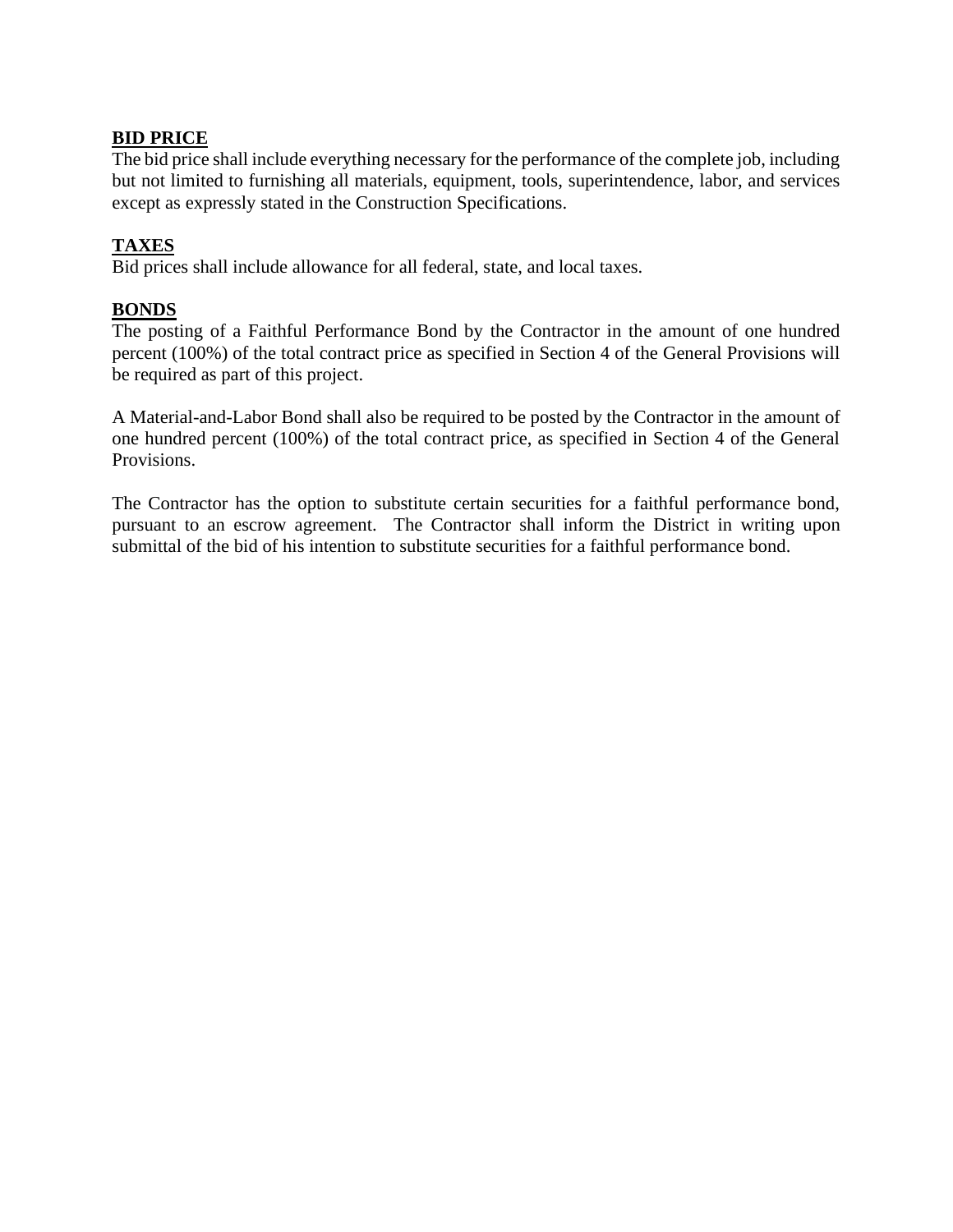## BID PRICE

The bid price shall include everything necessary for the performance of the complete job, including but not limited to furnishing all materials, equipment, tools, superintendence, labor, and services except as expressly stated in the Construction Specifications.

## TAXES

Bid prices shall include allowance for all federal, state, and local taxes.

## BONDS

The posting of a Faithful Performance Bond by the Contractor in the amount of one hundred percent (100%) of the total contract price as specified in Section 4 of the General Provisions will be required as part of this project.

A Material-and-Labor Bond shall also be required to be posted by the Contractor in the amount of one hundred percent (100%) of the total contract price, as specified in Section 4 of the General Provisions.

The Contractor has the option to substitute certain securities for a faithful performance bond, pursuant to an escrow agreement. The Contractor shall inform the District in writing upon submittal of the bid of his intention to substitute securities for a faithful performance bond.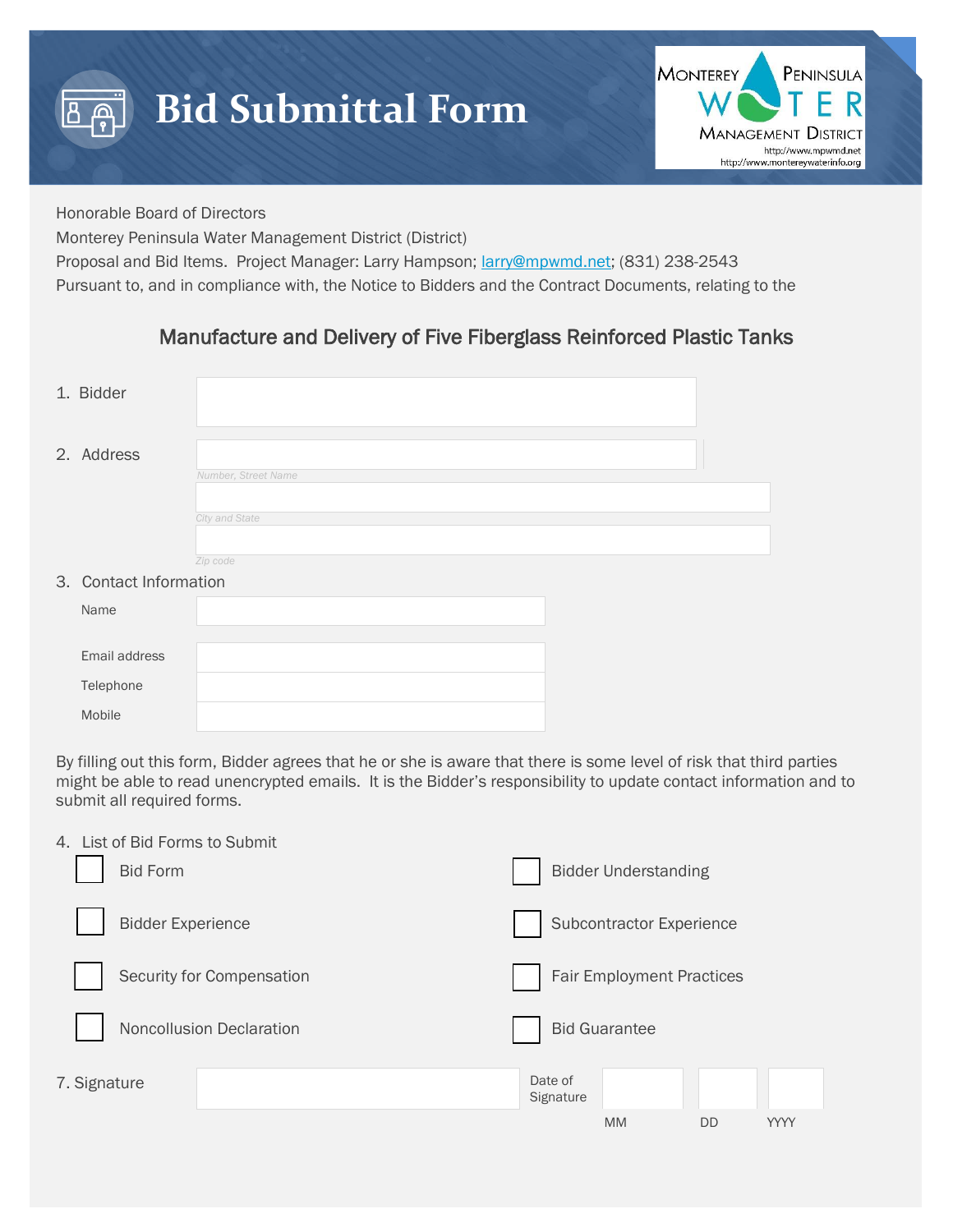# Bid Submittal Form

MONTEREY PENINSULA WATER MANAGEMENT DISTRICT
http://www.mpwmd.net
http://www.montereywaterinfo.org

Honorable Board of Directors
Monterey Peninsula Water Management District (District)
Proposal and Bid Items. Project Manager: Larry Hampson; larry@mpwmd.net; (831) 238-2543
Pursuant to, and in compliance with, the Notice to Bidders and the Contract Documents, relating to the

## Manufacture and Delivery of Five Fiberglass Reinforced Plastic Tanks

1. Bidder ______________________

2. Address
   - ______________________ *Number, Street Name*
   - ______________________ *City and State*
   - ______________________ *Zip code*

3. Contact Information
   - Name ______________________
   - Email address ______________________
   - Telephone ______________________
   - Mobile ______________________

By filling out this form, Bidder agrees that he or she is aware that there is some level of risk that third parties might be able to read unencrypted emails. It is the Bidder's responsibility to update contact information and to submit all required forms.

4. List of Bid Forms to Submit

- [ ] Bid Form
- [ ] Bidder Understanding
- [ ] Bidder Experience
- [ ] Subcontractor Experience
- [ ] Security for Compensation
- [ ] Fair Employment Practices
- [ ] Noncollusion Declaration
- [ ] Bid Guarantee

7. Signature ______________________ Date of Signature ____ MM ____ DD ____ YYYY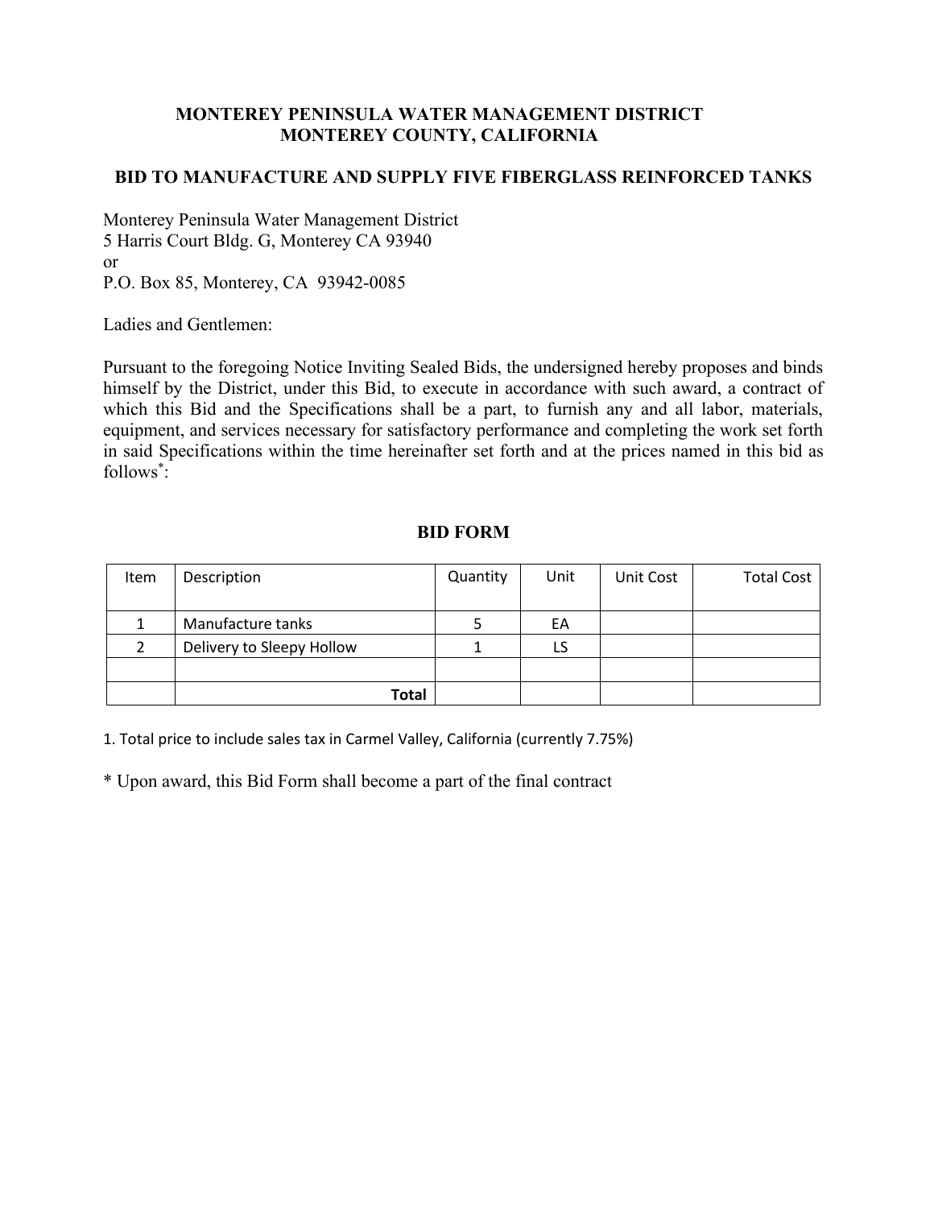**MONTEREY PENINSULA WATER MANAGEMENT DISTRICT**
**MONTEREY COUNTY, CALIFORNIA**

**BID TO MANUFACTURE AND SUPPLY FIVE FIBERGLASS REINFORCED TANKS**

Monterey Peninsula Water Management District
5 Harris Court Bldg. G, Monterey CA 93940
or
P.O. Box 85, Monterey, CA 93942-0085

Ladies and Gentlemen:

Pursuant to the foregoing Notice Inviting Sealed Bids, the undersigned hereby proposes and binds himself by the District, under this Bid, to execute in accordance with such award, a contract of which this Bid and the Specifications shall be a part, to furnish any and all labor, materials, equipment, and services necessary for satisfactory performance and completing the work set forth in said Specifications within the time hereinafter set forth and at the prices named in this bid as follows*:

**BID FORM**

| Item | Description | Quantity | Unit | Unit Cost | Total Cost |
|---|---|---|---|---|---|
| 1 | Manufacture tanks | 5 | EA | | |
| 2 | Delivery to Sleepy Hollow | 1 | LS | | |
| | | | | | |
| | **Total** | | | | |

1. Total price to include sales tax in Carmel Valley, California (currently 7.75%)

* Upon award, this Bid Form shall become a part of the final contract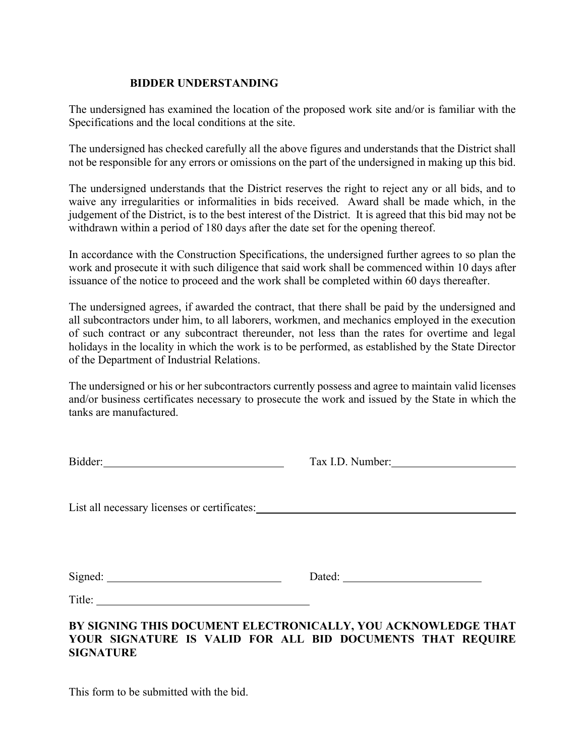## BIDDER UNDERSTANDING

The undersigned has examined the location of the proposed work site and/or is familiar with the Specifications and the local conditions at the site.

The undersigned has checked carefully all the above figures and understands that the District shall not be responsible for any errors or omissions on the part of the undersigned in making up this bid.

The undersigned understands that the District reserves the right to reject any or all bids, and to waive any irregularities or informalities in bids received. Award shall be made which, in the judgement of the District, is to the best interest of the District. It is agreed that this bid may not be withdrawn within a period of 180 days after the date set for the opening thereof.

In accordance with the Construction Specifications, the undersigned further agrees to so plan the work and prosecute it with such diligence that said work shall be commenced within 10 days after issuance of the notice to proceed and the work shall be completed within 60 days thereafter.

The undersigned agrees, if awarded the contract, that there shall be paid by the undersigned and all subcontractors under him, to all laborers, workmen, and mechanics employed in the execution of such contract or any subcontract thereunder, not less than the rates for overtime and legal holidays in the locality in which the work is to be performed, as established by the State Director of the Department of Industrial Relations.

The undersigned or his or her subcontractors currently possess and agree to maintain valid licenses and/or business certificates necessary to prosecute the work and issued by the State in which the tanks are manufactured.

Bidder: ______________________________ Tax I.D. Number: ____________________

List all necessary licenses or certificates: ____________________________________________

Signed: ______________________________ Dated: ______________________

Title: ____________________________________

**BY SIGNING THIS DOCUMENT ELECTRONICALLY, YOU ACKNOWLEDGE THAT YOUR SIGNATURE IS VALID FOR ALL BID DOCUMENTS THAT REQUIRE SIGNATURE**

This form to be submitted with the bid.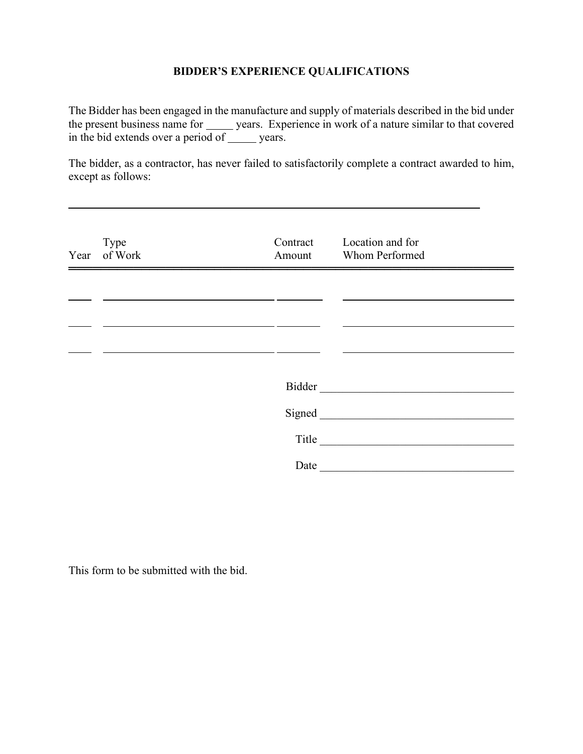# BIDDER'S EXPERIENCE QUALIFICATIONS

The Bidder has been engaged in the manufacture and supply of materials described in the bid under the present business name for _____ years. Experience in work of a nature similar to that covered in the bid extends over a period of _____ years.

The bidder, as a contractor, has never failed to satisfactorily complete a contract awarded to him, except as follows:

\_\_\_\_\_\_\_\_\_\_\_\_\_\_\_\_\_\_\_\_\_\_\_\_\_\_\_\_\_\_\_\_\_\_\_\_\_\_\_\_\_\_\_\_\_\_\_\_\_\_\_\_\_\_\_\_\_\_\_\_\_\_\_\_\_\_

| Year | Type of Work | Contract Amount | Location and for Whom Performed |
|---|---|---|---|
| | | | |
| | | | |
| | | | |

Bidder ______________________________

Signed ______________________________

Title ______________________________

Date ______________________________

This form to be submitted with the bid.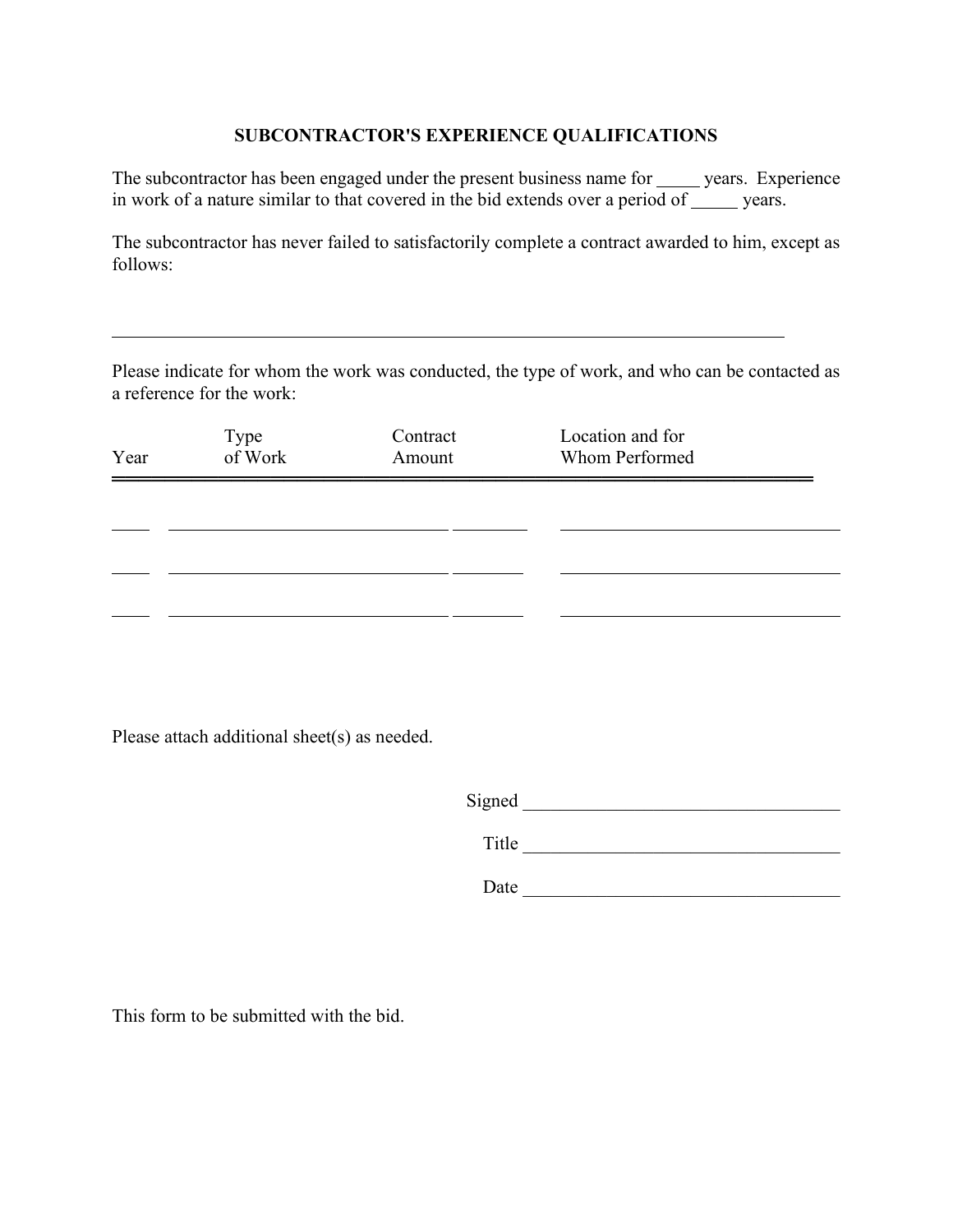# SUBCONTRACTOR'S EXPERIENCE QUALIFICATIONS

The subcontractor has been engaged under the present business name for _____ years. Experience in work of a nature similar to that covered in the bid extends over a period of _____ years.

The subcontractor has never failed to satisfactorily complete a contract awarded to him, except as follows:

\_\_\_\_\_\_\_\_\_\_\_\_\_\_\_\_\_\_\_\_\_\_\_\_\_\_\_\_\_\_\_\_\_\_\_\_\_\_\_\_\_\_\_\_\_\_\_\_\_\_\_\_\_\_\_\_\_\_\_\_\_\_\_\_\_\_\_\_\_\_\_\_

Please indicate for whom the work was conducted, the type of work, and who can be contacted as a reference for the work:

| Year | Type of Work | Contract Amount | Location and for Whom Performed |
|---|---|---|---|
| | | | |
| | | | |
| | | | |

Please attach additional sheet(s) as needed.

Signed ___________________________________

Title ___________________________________

Date ___________________________________

This form to be submitted with the bid.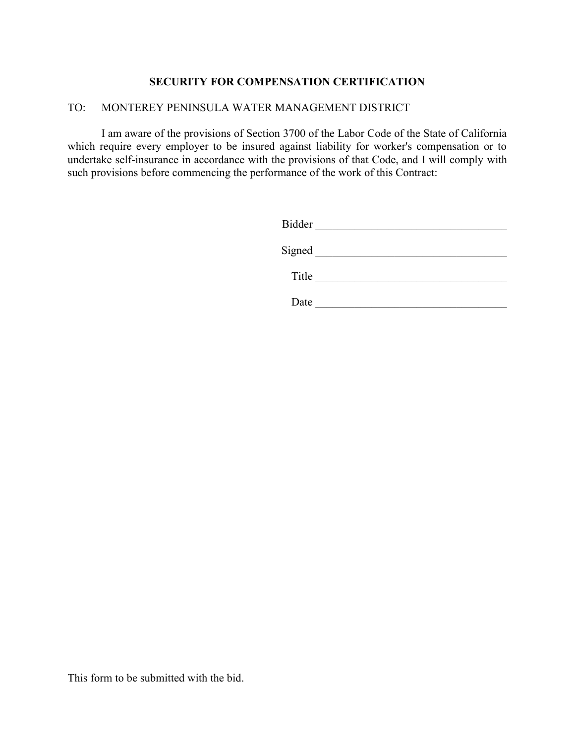## SECURITY FOR COMPENSATION CERTIFICATION

TO: MONTEREY PENINSULA WATER MANAGEMENT DISTRICT

I am aware of the provisions of Section 3700 of the Labor Code of the State of California which require every employer to be insured against liability for worker's compensation or to undertake self-insurance in accordance with the provisions of that Code, and I will comply with such provisions before commencing the performance of the work of this Contract:

Bidder ___________________________________

Signed ___________________________________

Title ___________________________________

Date ___________________________________

This form to be submitted with the bid.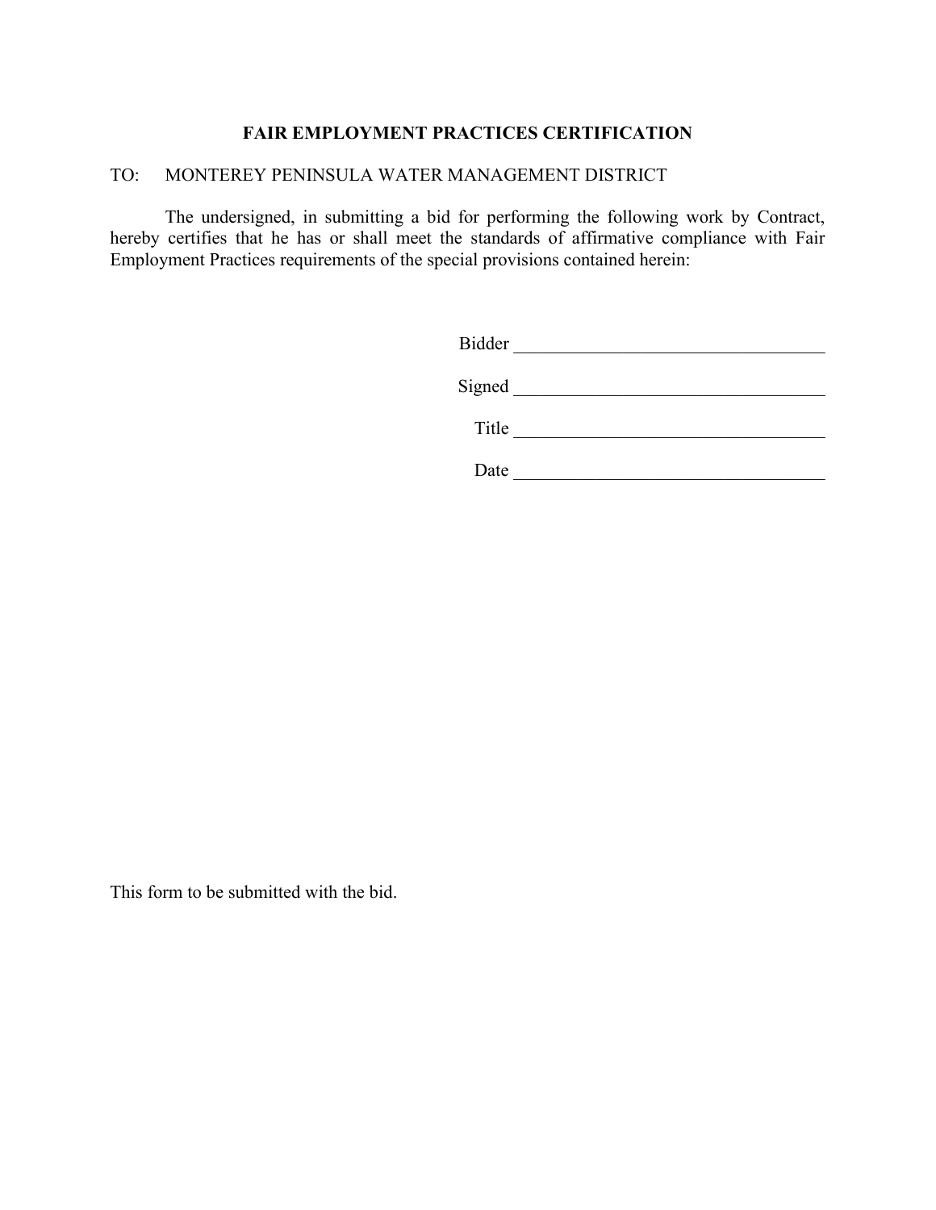## FAIR EMPLOYMENT PRACTICES CERTIFICATION

TO: MONTEREY PENINSULA WATER MANAGEMENT DISTRICT

The undersigned, in submitting a bid for performing the following work by Contract, hereby certifies that he has or shall meet the standards of affirmative compliance with Fair Employment Practices requirements of the special provisions contained herein:

Bidder ___________________________________

Signed ___________________________________

Title ___________________________________

Date ___________________________________

This form to be submitted with the bid.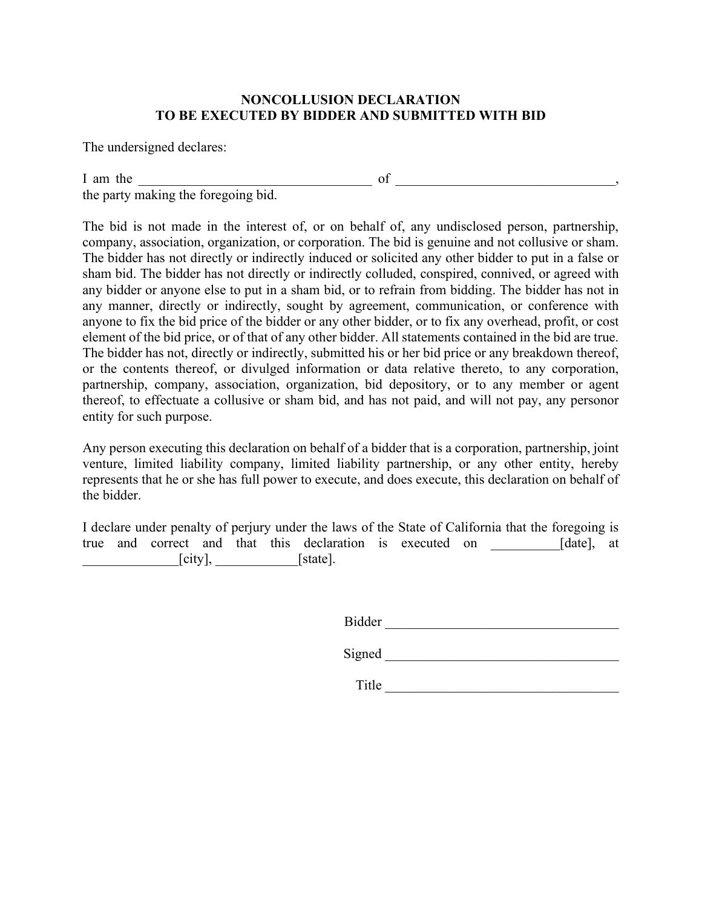**NONCOLLUSION DECLARATION**
**TO BE EXECUTED BY BIDDER AND SUBMITTED WITH BID**

The undersigned declares:

I am the __________________________________ of _______________________________, the party making the foregoing bid.

The bid is not made in the interest of, or on behalf of, any undisclosed person, partnership, company, association, organization, or corporation. The bid is genuine and not collusive or sham. The bidder has not directly or indirectly induced or solicited any other bidder to put in a false or sham bid. The bidder has not directly or indirectly colluded, conspired, connived, or agreed with any bidder or anyone else to put in a sham bid, or to refrain from bidding. The bidder has not in any manner, directly or indirectly, sought by agreement, communication, or conference with anyone to fix the bid price of the bidder or any other bidder, or to fix any overhead, profit, or cost element of the bid price, or of that of any other bidder. All statements contained in the bid are true. The bidder has not, directly or indirectly, submitted his or her bid price or any breakdown thereof, or the contents thereof, or divulged information or data relative thereto, to any corporation, partnership, company, association, organization, bid depository, or to any member or agent thereof, to effectuate a collusive or sham bid, and has not paid, and will not pay, any personor entity for such purpose.

Any person executing this declaration on behalf of a bidder that is a corporation, partnership, joint venture, limited liability company, limited liability partnership, or any other entity, hereby represents that he or she has full power to execute, and does execute, this declaration on behalf of the bidder.

I declare under penalty of perjury under the laws of the State of California that the foregoing is true and correct and that this declaration is executed on __________[date], at ______________[city], ____________[state].

Bidder __________________________________

Signed __________________________________

Title __________________________________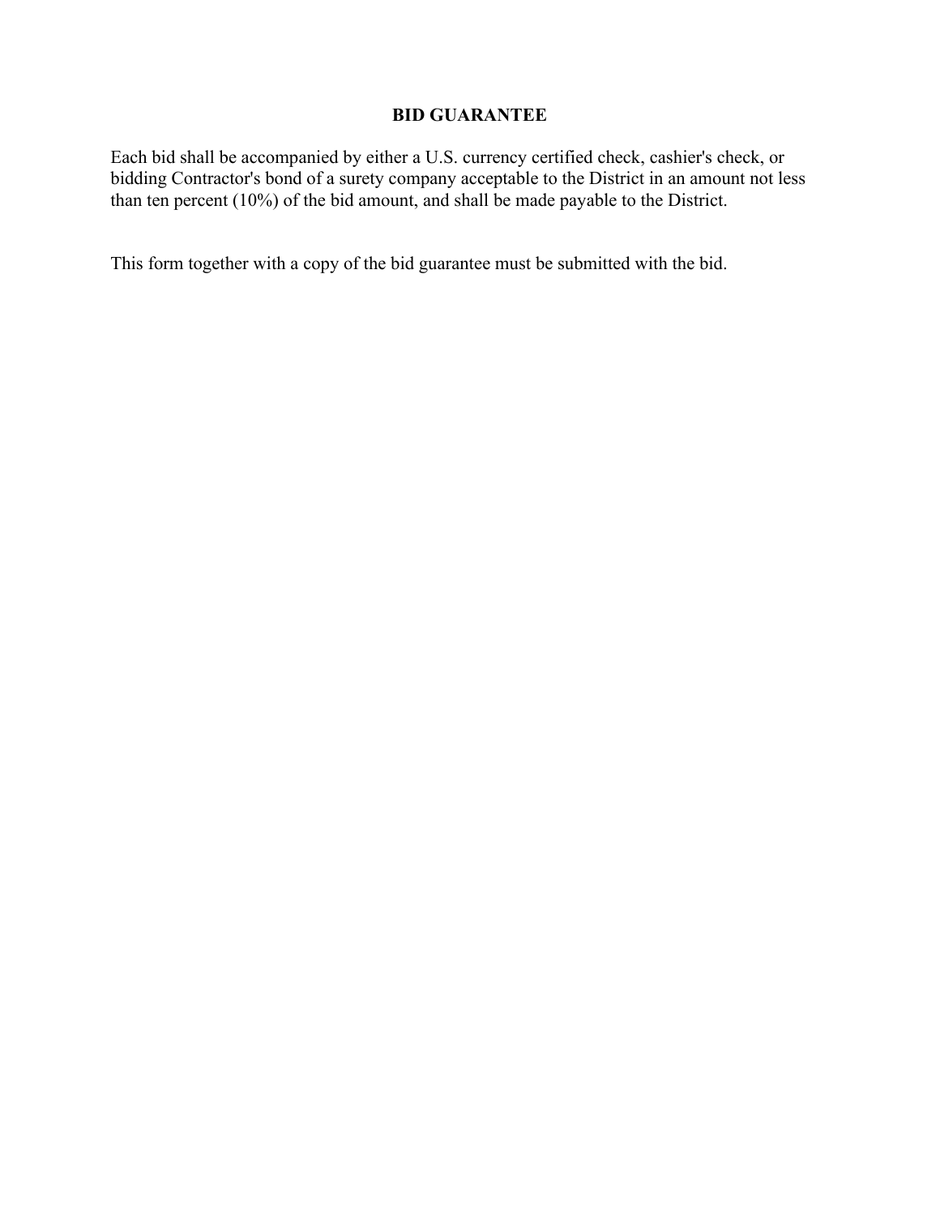## BID GUARANTEE

Each bid shall be accompanied by either a U.S. currency certified check, cashier's check, or bidding Contractor's bond of a surety company acceptable to the District in an amount not less than ten percent (10%) of the bid amount, and shall be made payable to the District.

This form together with a copy of the bid guarantee must be submitted with the bid.